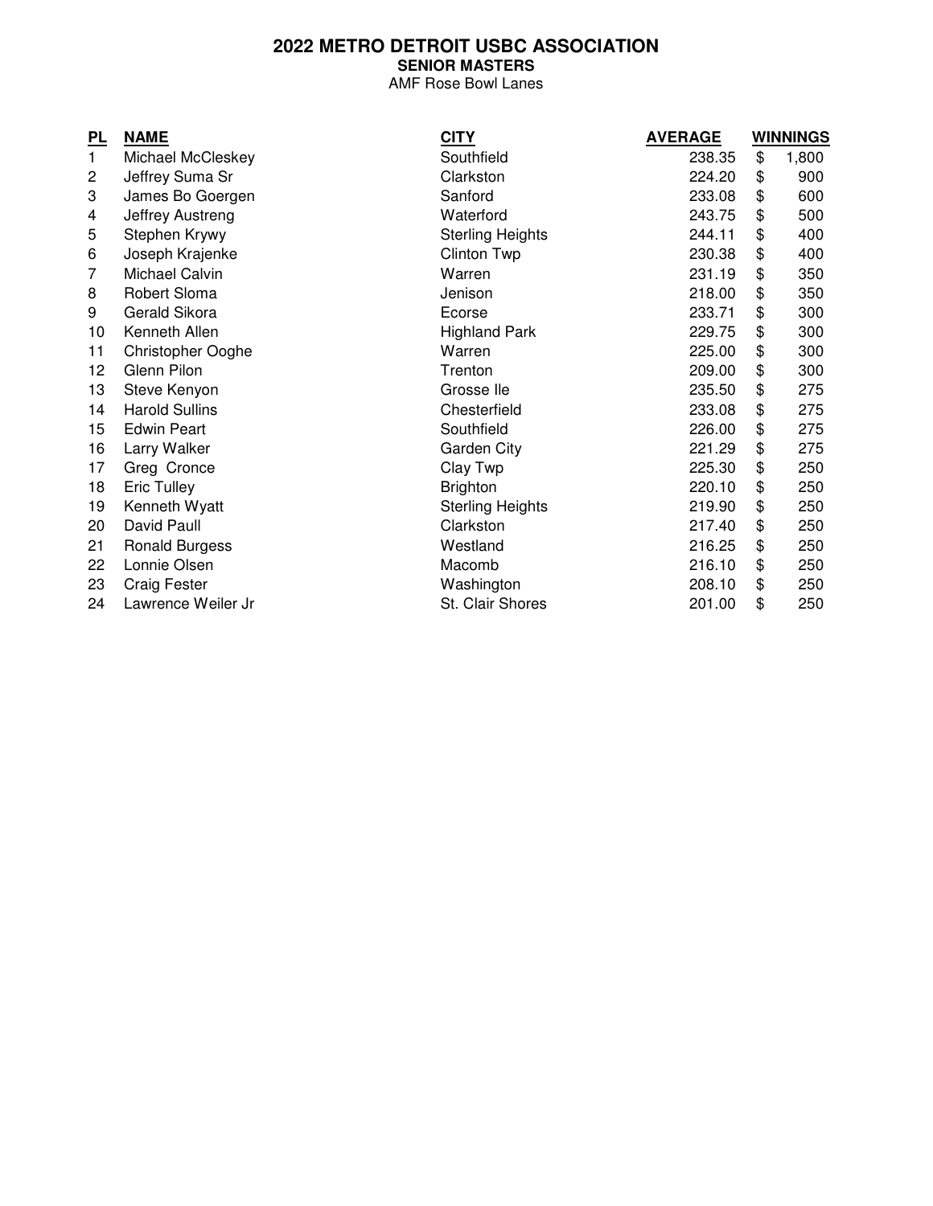# 2022 METRO DETROIT USBC ASSOCIATION

## SENIOR MASTERS

AMF Rose Bowl Lanes

| PL | NAME | CITY | AVERAGE | WINNINGS |
|---|---|---|---|---|
| 1 | Michael McCleskey | Southfield | 238.35 | $ 1,800 |
| 2 | Jeffrey Suma Sr | Clarkston | 224.20 | $ 900 |
| 3 | James Bo Goergen | Sanford | 233.08 | $ 600 |
| 4 | Jeffrey Austreng | Waterford | 243.75 | $ 500 |
| 5 | Stephen Krywy | Sterling Heights | 244.11 | $ 400 |
| 6 | Joseph Krajenke | Clinton Twp | 230.38 | $ 400 |
| 7 | Michael Calvin | Warren | 231.19 | $ 350 |
| 8 | Robert Sloma | Jenison | 218.00 | $ 350 |
| 9 | Gerald Sikora | Ecorse | 233.71 | $ 300 |
| 10 | Kenneth Allen | Highland Park | 229.75 | $ 300 |
| 11 | Christopher Ooghe | Warren | 225.00 | $ 300 |
| 12 | Glenn Pilon | Trenton | 209.00 | $ 300 |
| 13 | Steve Kenyon | Grosse Ile | 235.50 | $ 275 |
| 14 | Harold Sullins | Chesterfield | 233.08 | $ 275 |
| 15 | Edwin Peart | Southfield | 226.00 | $ 275 |
| 16 | Larry Walker | Garden City | 221.29 | $ 275 |
| 17 | Greg Cronce | Clay Twp | 225.30 | $ 250 |
| 18 | Eric Tulley | Brighton | 220.10 | $ 250 |
| 19 | Kenneth Wyatt | Sterling Heights | 219.90 | $ 250 |
| 20 | David Paull | Clarkston | 217.40 | $ 250 |
| 21 | Ronald Burgess | Westland | 216.25 | $ 250 |
| 22 | Lonnie Olsen | Macomb | 216.10 | $ 250 |
| 23 | Craig Fester | Washington | 208.10 | $ 250 |
| 24 | Lawrence Weiler Jr | St. Clair Shores | 201.00 | $ 250 |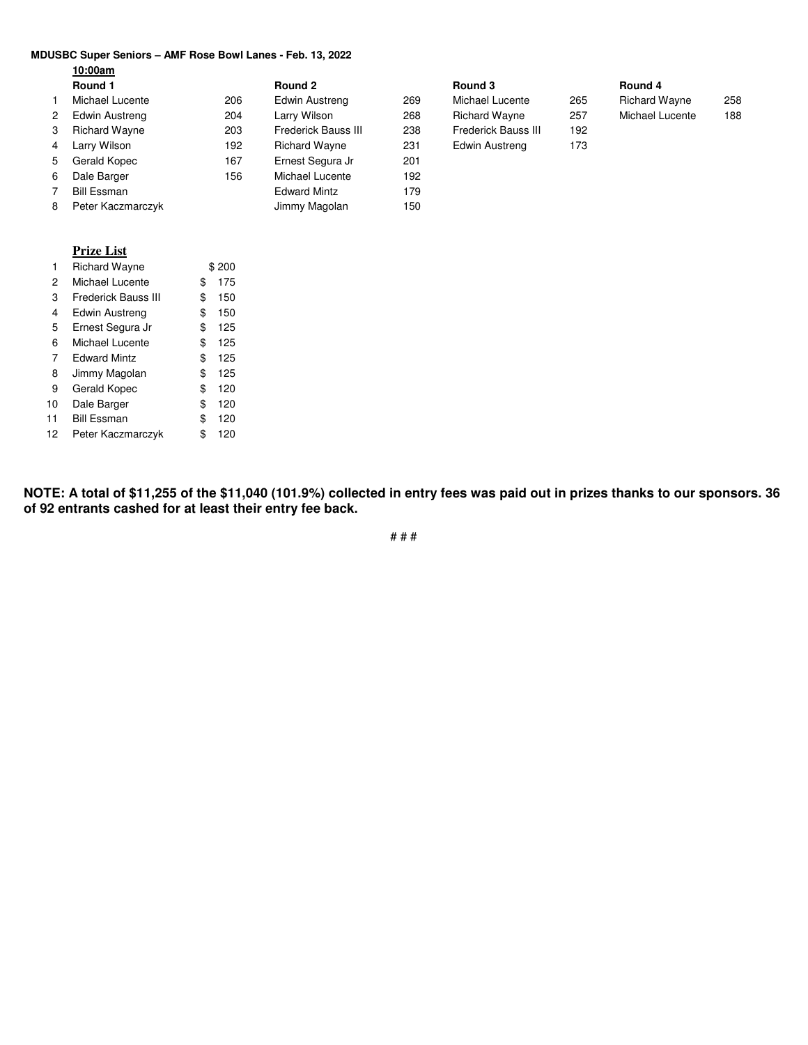**MDUSBC Super Seniors – AMF Rose Bowl Lanes - Feb. 13, 2022**

**10:00am**

| | Round 1 | | Round 2 | | Round 3 | | Round 4 | |
|---|---|---|---|---|---|---|---|---|
| 1 | Michael Lucente | 206 | Edwin Austreng | 269 | Michael Lucente | 265 | Richard Wayne | 258 |
| 2 | Edwin Austreng | 204 | Larry Wilson | 268 | Richard Wayne | 257 | Michael Lucente | 188 |
| 3 | Richard Wayne | 203 | Frederick Bauss III | 238 | Frederick Bauss III | 192 | | |
| 4 | Larry Wilson | 192 | Richard Wayne | 231 | Edwin Austreng | 173 | | |
| 5 | Gerald Kopec | 167 | Ernest Segura Jr | 201 | | | | |
| 6 | Dale Barger | 156 | Michael Lucente | 192 | | | | |
| 7 | Bill Essman | | Edward Mintz | 179 | | | | |
| 8 | Peter Kaczmarczyk | | Jimmy Magolan | 150 | | | | |

**Prize List**

| | | |
|---|---|---|
| 1 | Richard Wayne | $ 200 |
| 2 | Michael Lucente | $ 175 |
| 3 | Frederick Bauss III | $ 150 |
| 4 | Edwin Austreng | $ 150 |
| 5 | Ernest Segura Jr | $ 125 |
| 6 | Michael Lucente | $ 125 |
| 7 | Edward Mintz | $ 125 |
| 8 | Jimmy Magolan | $ 125 |
| 9 | Gerald Kopec | $ 120 |
| 10 | Dale Barger | $ 120 |
| 11 | Bill Essman | $ 120 |
| 12 | Peter Kaczmarczyk | $ 120 |

**NOTE: A total of $11,255 of the $11,040 (101.9%) collected in entry fees was paid out in prizes thanks to our sponsors. 36 of 92 entrants cashed for at least their entry fee back.**

# # #